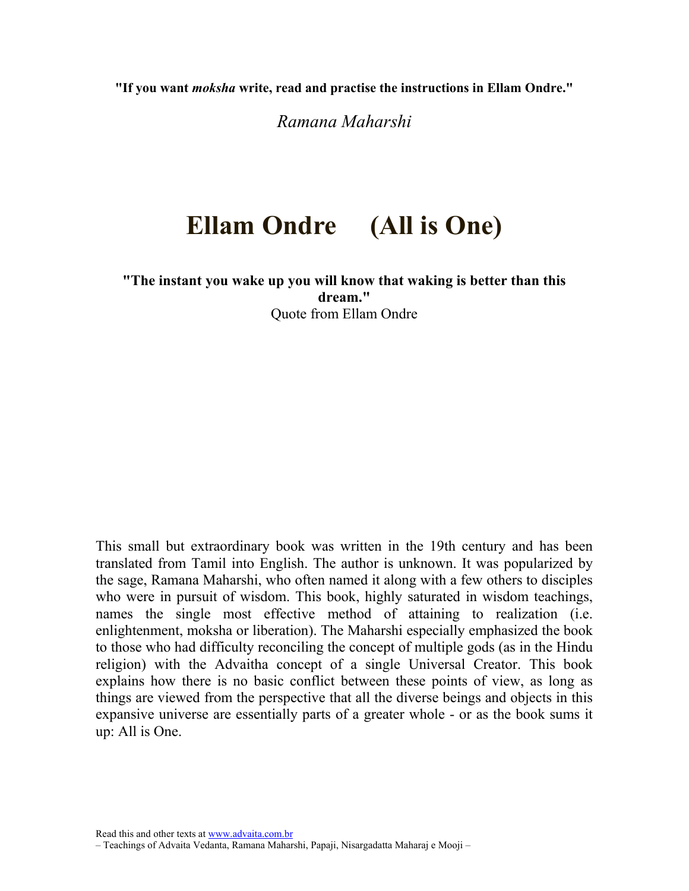**"If you want *moksha* write, read and practise the instructions in Ellam Ondre."**

*Ramana Maharshi*

# Ellam Ondre (All is One)

**"The instant you wake up you will know that waking is better than this dream."**
Quote from Ellam Ondre

This small but extraordinary book was written in the 19th century and has been translated from Tamil into English. The author is unknown. It was popularized by the sage, Ramana Maharshi, who often named it along with a few others to disciples who were in pursuit of wisdom. This book, highly saturated in wisdom teachings, names the single most effective method of attaining to realization (i.e. enlightenment, moksha or liberation). The Maharshi especially emphasized the book to those who had difficulty reconciling the concept of multiple gods (as in the Hindu religion) with the Advaitha concept of a single Universal Creator. This book explains how there is no basic conflict between these points of view, as long as things are viewed from the perspective that all the diverse beings and objects in this expansive universe are essentially parts of a greater whole - or as the book sums it up: All is One.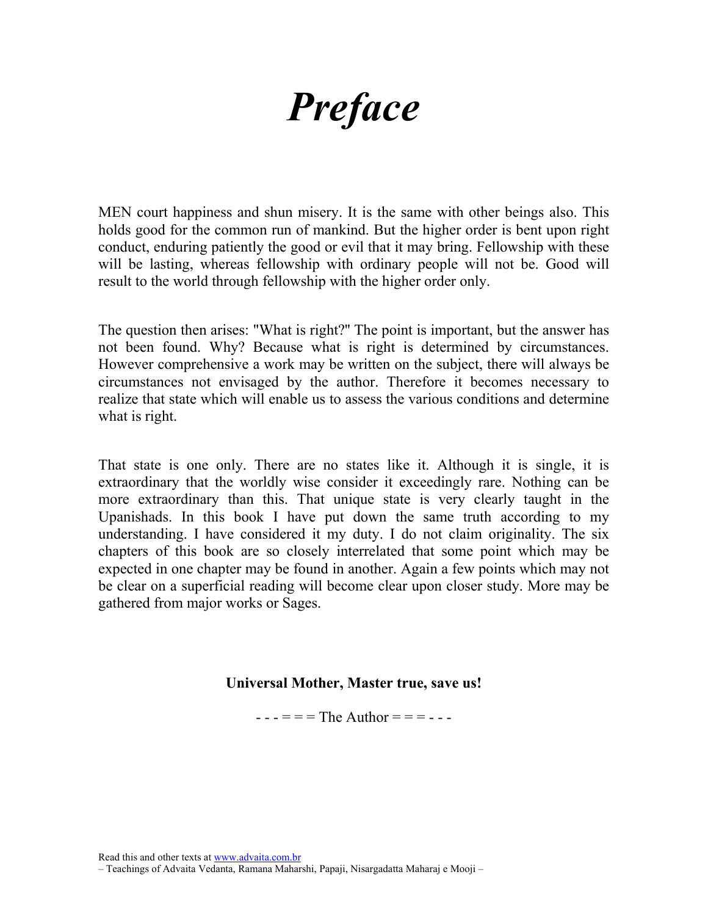# *Preface*

MEN court happiness and shun misery. It is the same with other beings also. This holds good for the common run of mankind. But the higher order is bent upon right conduct, enduring patiently the good or evil that it may bring. Fellowship with these will be lasting, whereas fellowship with ordinary people will not be. Good will result to the world through fellowship with the higher order only.

The question then arises: "What is right?" The point is important, but the answer has not been found. Why? Because what is right is determined by circumstances. However comprehensive a work may be written on the subject, there will always be circumstances not envisaged by the author. Therefore it becomes necessary to realize that state which will enable us to assess the various conditions and determine what is right.

That state is one only. There are no states like it. Although it is single, it is extraordinary that the worldly wise consider it exceedingly rare. Nothing can be more extraordinary than this. That unique state is very clearly taught in the Upanishads. In this book I have put down the same truth according to my understanding. I have considered it my duty. I do not claim originality. The six chapters of this book are so closely interrelated that some point which may be expected in one chapter may be found in another. Again a few points which may not be clear on a superficial reading will become clear upon closer study. More may be gathered from major works or Sages.

**Universal Mother, Master true, save us!**

- - - = = = The Author = = = - - -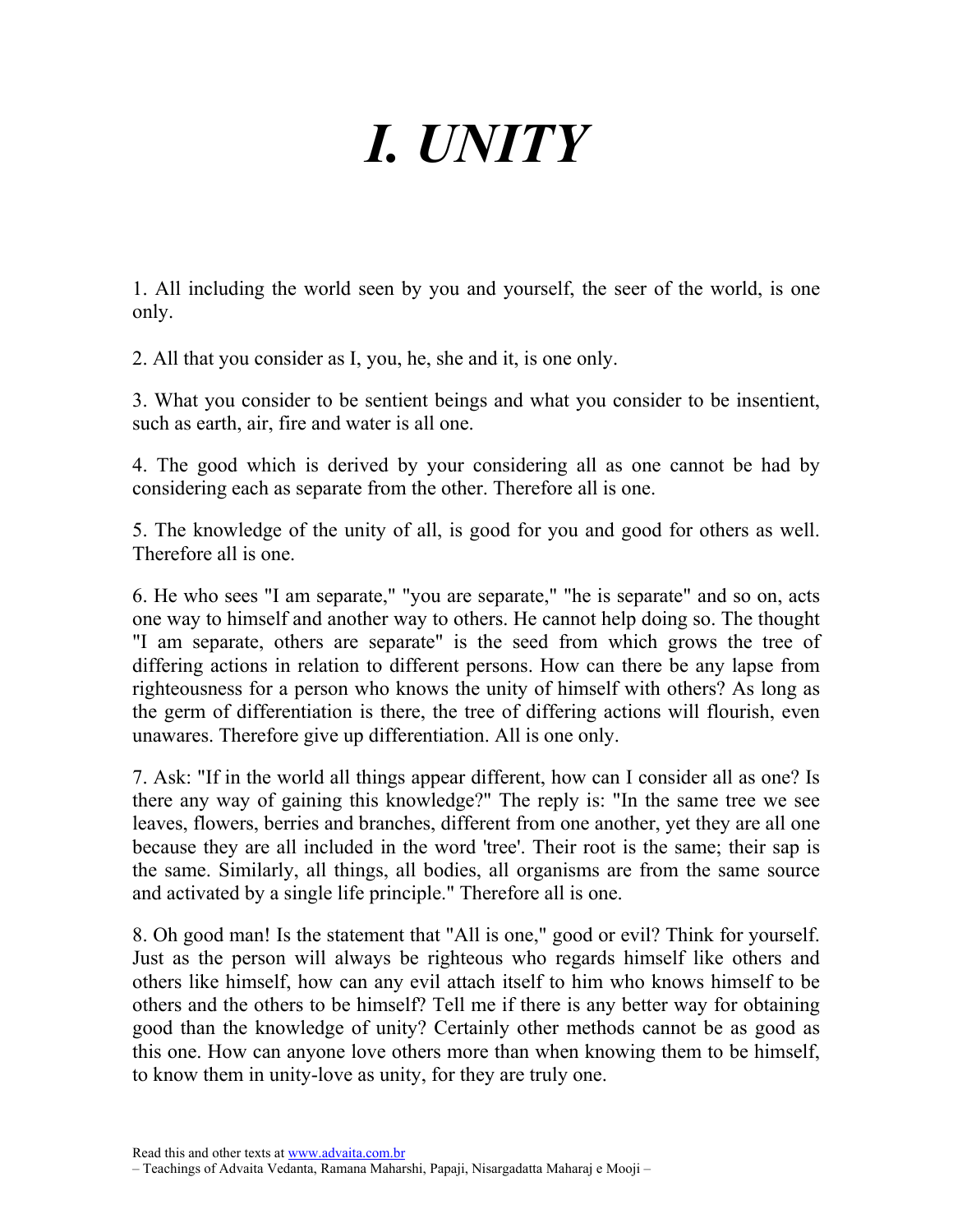# *I. UNITY*

1. All including the world seen by you and yourself, the seer of the world, is one only.

2. All that you consider as I, you, he, she and it, is one only.

3. What you consider to be sentient beings and what you consider to be insentient, such as earth, air, fire and water is all one.

4. The good which is derived by your considering all as one cannot be had by considering each as separate from the other. Therefore all is one.

5. The knowledge of the unity of all, is good for you and good for others as well. Therefore all is one.

6. He who sees "I am separate," "you are separate," "he is separate" and so on, acts one way to himself and another way to others. He cannot help doing so. The thought "I am separate, others are separate" is the seed from which grows the tree of differing actions in relation to different persons. How can there be any lapse from righteousness for a person who knows the unity of himself with others? As long as the germ of differentiation is there, the tree of differing actions will flourish, even unawares. Therefore give up differentiation. All is one only.

7. Ask: "If in the world all things appear different, how can I consider all as one? Is there any way of gaining this knowledge?" The reply is: "In the same tree we see leaves, flowers, berries and branches, different from one another, yet they are all one because they are all included in the word 'tree'. Their root is the same; their sap is the same. Similarly, all things, all bodies, all organisms are from the same source and activated by a single life principle." Therefore all is one.

8. Oh good man! Is the statement that "All is one," good or evil? Think for yourself. Just as the person will always be righteous who regards himself like others and others like himself, how can any evil attach itself to him who knows himself to be others and the others to be himself? Tell me if there is any better way for obtaining good than the knowledge of unity? Certainly other methods cannot be as good as this one. How can anyone love others more than when knowing them to be himself, to know them in unity-love as unity, for they are truly one.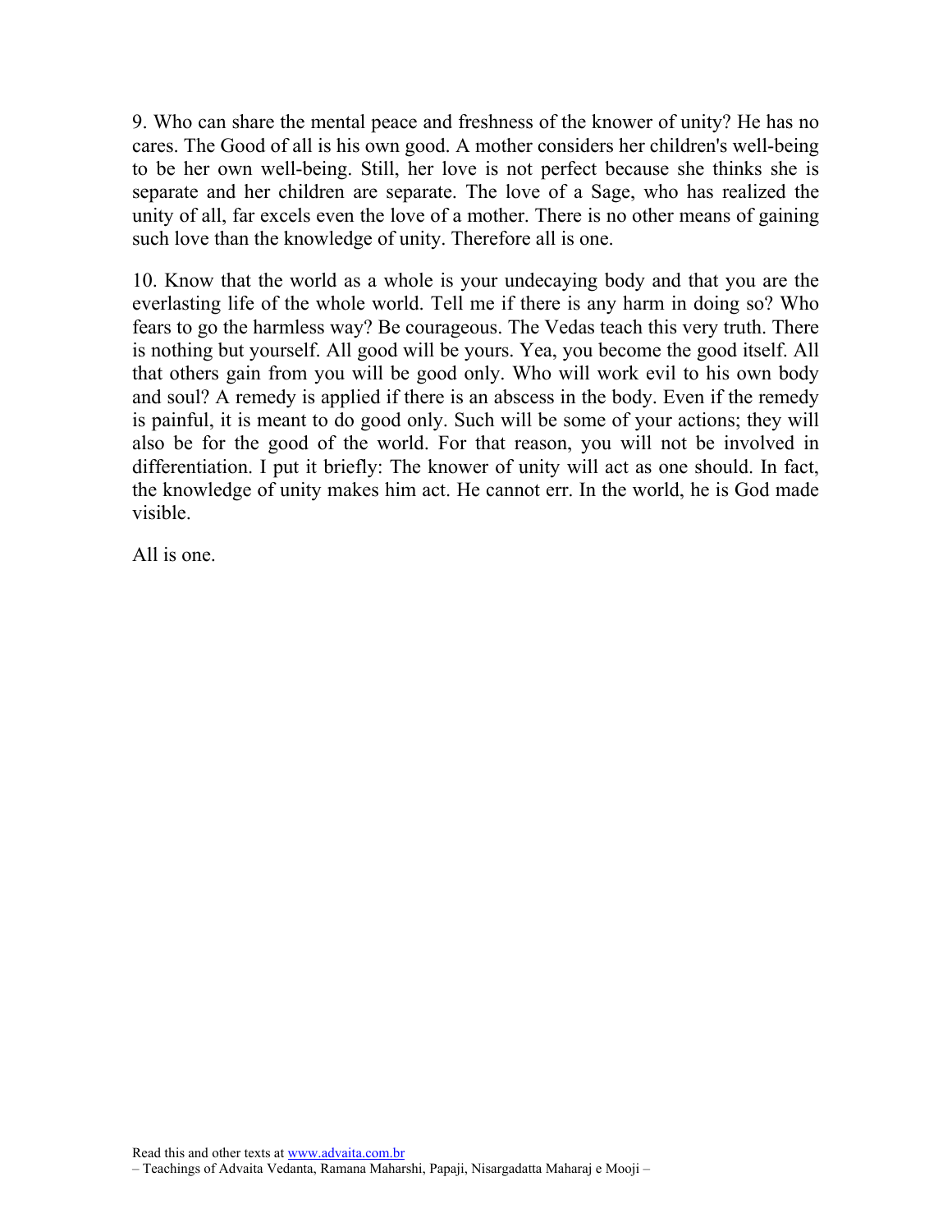9. Who can share the mental peace and freshness of the knower of unity? He has no cares. The Good of all is his own good. A mother considers her children's well-being to be her own well-being. Still, her love is not perfect because she thinks she is separate and her children are separate. The love of a Sage, who has realized the unity of all, far excels even the love of a mother. There is no other means of gaining such love than the knowledge of unity. Therefore all is one.

10. Know that the world as a whole is your undecaying body and that you are the everlasting life of the whole world. Tell me if there is any harm in doing so? Who fears to go the harmless way? Be courageous. The Vedas teach this very truth. There is nothing but yourself. All good will be yours. Yea, you become the good itself. All that others gain from you will be good only. Who will work evil to his own body and soul? A remedy is applied if there is an abscess in the body. Even if the remedy is painful, it is meant to do good only. Such will be some of your actions; they will also be for the good of the world. For that reason, you will not be involved in differentiation. I put it briefly: The knower of unity will act as one should. In fact, the knowledge of unity makes him act. He cannot err. In the world, he is God made visible.

All is one.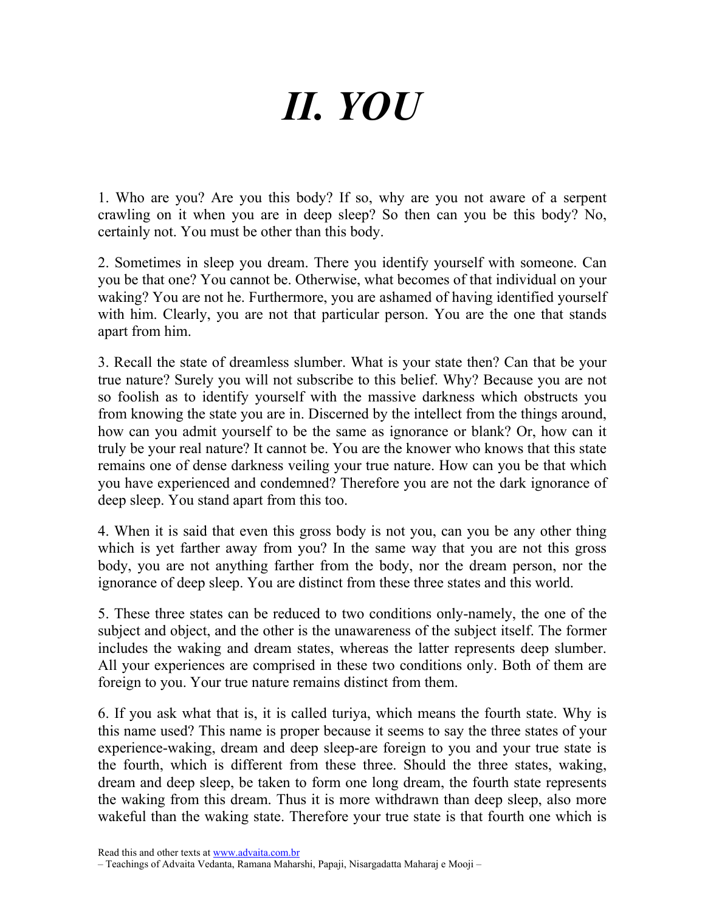# *II. YOU*

1. Who are you? Are you this body? If so, why are you not aware of a serpent crawling on it when you are in deep sleep? So then can you be this body? No, certainly not. You must be other than this body.

2. Sometimes in sleep you dream. There you identify yourself with someone. Can you be that one? You cannot be. Otherwise, what becomes of that individual on your waking? You are not he. Furthermore, you are ashamed of having identified yourself with him. Clearly, you are not that particular person. You are the one that stands apart from him.

3. Recall the state of dreamless slumber. What is your state then? Can that be your true nature? Surely you will not subscribe to this belief. Why? Because you are not so foolish as to identify yourself with the massive darkness which obstructs you from knowing the state you are in. Discerned by the intellect from the things around, how can you admit yourself to be the same as ignorance or blank? Or, how can it truly be your real nature? It cannot be. You are the knower who knows that this state remains one of dense darkness veiling your true nature. How can you be that which you have experienced and condemned? Therefore you are not the dark ignorance of deep sleep. You stand apart from this too.

4. When it is said that even this gross body is not you, can you be any other thing which is yet farther away from you? In the same way that you are not this gross body, you are not anything farther from the body, nor the dream person, nor the ignorance of deep sleep. You are distinct from these three states and this world.

5. These three states can be reduced to two conditions only-namely, the one of the subject and object, and the other is the unawareness of the subject itself. The former includes the waking and dream states, whereas the latter represents deep slumber. All your experiences are comprised in these two conditions only. Both of them are foreign to you. Your true nature remains distinct from them.

6. If you ask what that is, it is called turiya, which means the fourth state. Why is this name used? This name is proper because it seems to say the three states of your experience-waking, dream and deep sleep-are foreign to you and your true state is the fourth, which is different from these three. Should the three states, waking, dream and deep sleep, be taken to form one long dream, the fourth state represents the waking from this dream. Thus it is more withdrawn than deep sleep, also more wakeful than the waking state. Therefore your true state is that fourth one which is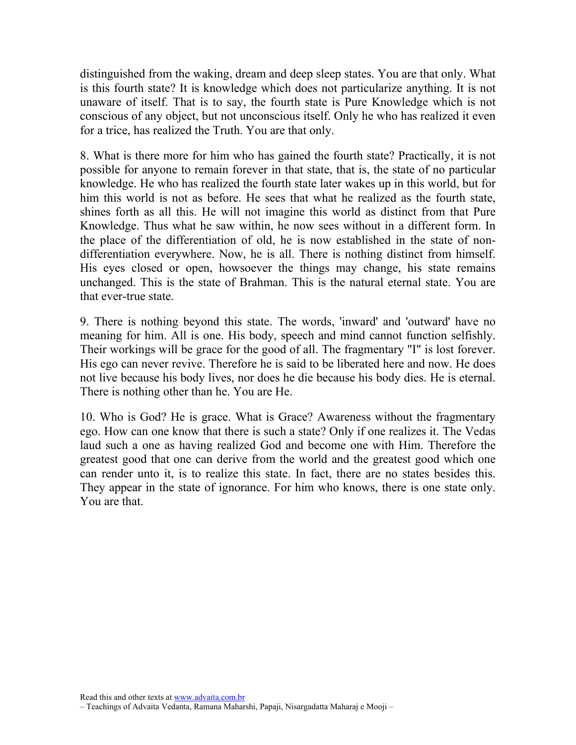distinguished from the waking, dream and deep sleep states. You are that only. What is this fourth state? It is knowledge which does not particularize anything. It is not unaware of itself. That is to say, the fourth state is Pure Knowledge which is not conscious of any object, but not unconscious itself. Only he who has realized it even for a trice, has realized the Truth. You are that only.

8. What is there more for him who has gained the fourth state? Practically, it is not possible for anyone to remain forever in that state, that is, the state of no particular knowledge. He who has realized the fourth state later wakes up in this world, but for him this world is not as before. He sees that what he realized as the fourth state, shines forth as all this. He will not imagine this world as distinct from that Pure Knowledge. Thus what he saw within, he now sees without in a different form. In the place of the differentiation of old, he is now established in the state of non-differentiation everywhere. Now, he is all. There is nothing distinct from himself. His eyes closed or open, howsoever the things may change, his state remains unchanged. This is the state of Brahman. This is the natural eternal state. You are that ever-true state.

9. There is nothing beyond this state. The words, 'inward' and 'outward' have no meaning for him. All is one. His body, speech and mind cannot function selfishly. Their workings will be grace for the good of all. The fragmentary "I" is lost forever. His ego can never revive. Therefore he is said to be liberated here and now. He does not live because his body lives, nor does he die because his body dies. He is eternal. There is nothing other than he. You are He.

10. Who is God? He is grace. What is Grace? Awareness without the fragmentary ego. How can one know that there is such a state? Only if one realizes it. The Vedas laud such a one as having realized God and become one with Him. Therefore the greatest good that one can derive from the world and the greatest good which one can render unto it, is to realize this state. In fact, there are no states besides this. They appear in the state of ignorance. For him who knows, there is one state only. You are that.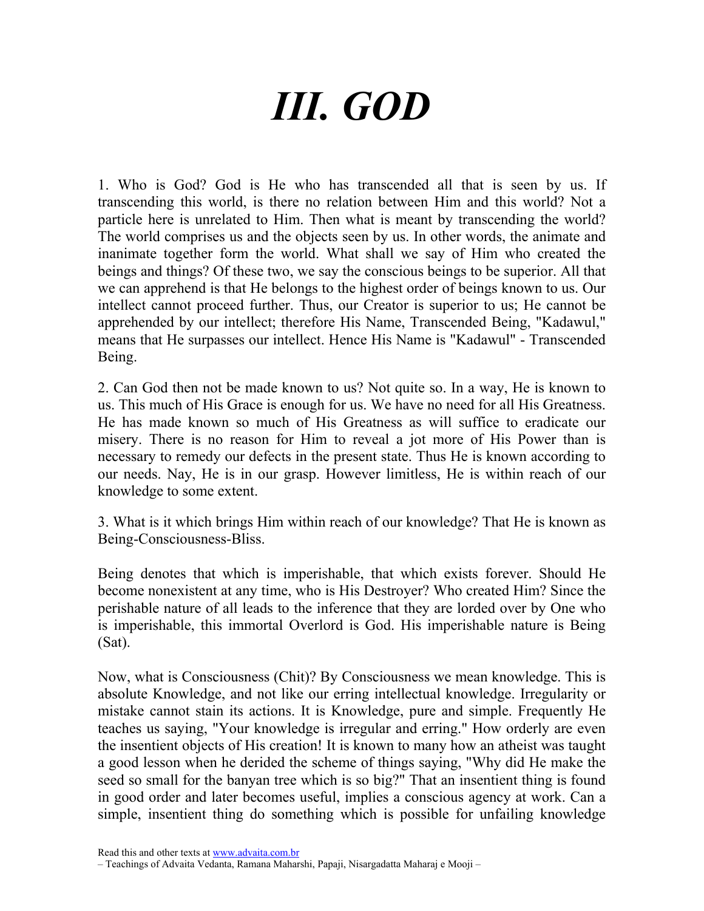# *III. GOD*

1. Who is God? God is He who has transcended all that is seen by us. If transcending this world, is there no relation between Him and this world? Not a particle here is unrelated to Him. Then what is meant by transcending the world? The world comprises us and the objects seen by us. In other words, the animate and inanimate together form the world. What shall we say of Him who created the beings and things? Of these two, we say the conscious beings to be superior. All that we can apprehend is that He belongs to the highest order of beings known to us. Our intellect cannot proceed further. Thus, our Creator is superior to us; He cannot be apprehended by our intellect; therefore His Name, Transcended Being, "Kadawul," means that He surpasses our intellect. Hence His Name is "Kadawul" - Transcended Being.

2. Can God then not be made known to us? Not quite so. In a way, He is known to us. This much of His Grace is enough for us. We have no need for all His Greatness. He has made known so much of His Greatness as will suffice to eradicate our misery. There is no reason for Him to reveal a jot more of His Power than is necessary to remedy our defects in the present state. Thus He is known according to our needs. Nay, He is in our grasp. However limitless, He is within reach of our knowledge to some extent.

3. What is it which brings Him within reach of our knowledge? That He is known as Being-Consciousness-Bliss.

Being denotes that which is imperishable, that which exists forever. Should He become nonexistent at any time, who is His Destroyer? Who created Him? Since the perishable nature of all leads to the inference that they are lorded over by One who is imperishable, this immortal Overlord is God. His imperishable nature is Being (Sat).

Now, what is Consciousness (Chit)? By Consciousness we mean knowledge. This is absolute Knowledge, and not like our erring intellectual knowledge. Irregularity or mistake cannot stain its actions. It is Knowledge, pure and simple. Frequently He teaches us saying, "Your knowledge is irregular and erring." How orderly are even the insentient objects of His creation! It is known to many how an atheist was taught a good lesson when he derided the scheme of things saying, "Why did He make the seed so small for the banyan tree which is so big?" That an insentient thing is found in good order and later becomes useful, implies a conscious agency at work. Can a simple, insentient thing do something which is possible for unfailing knowledge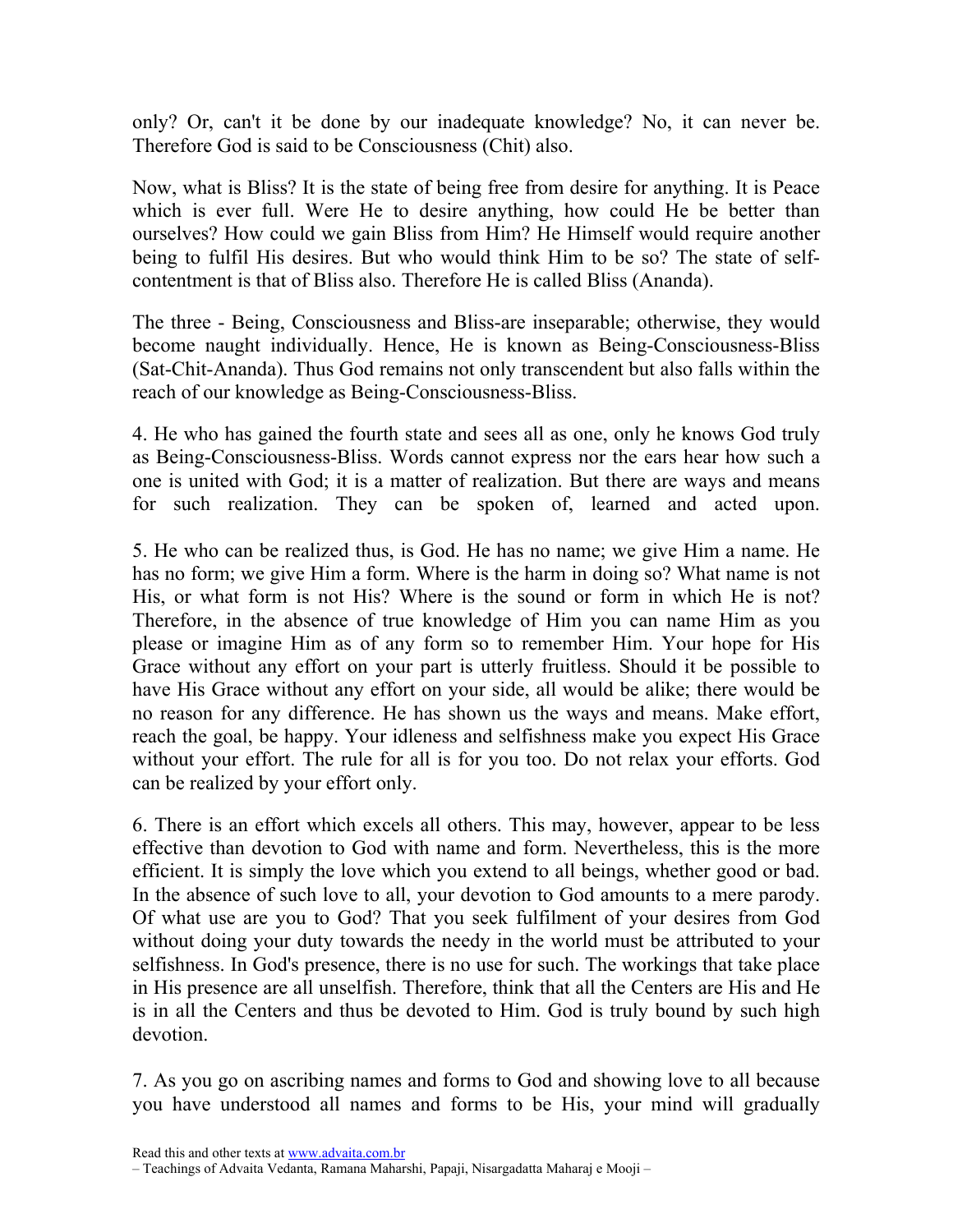only? Or, can't it be done by our inadequate knowledge? No, it can never be. Therefore God is said to be Consciousness (Chit) also.

Now, what is Bliss? It is the state of being free from desire for anything. It is Peace which is ever full. Were He to desire anything, how could He be better than ourselves? How could we gain Bliss from Him? He Himself would require another being to fulfil His desires. But who would think Him to be so? The state of self-contentment is that of Bliss also. Therefore He is called Bliss (Ananda).

The three - Being, Consciousness and Bliss-are inseparable; otherwise, they would become naught individually. Hence, He is known as Being-Consciousness-Bliss (Sat-Chit-Ananda). Thus God remains not only transcendent but also falls within the reach of our knowledge as Being-Consciousness-Bliss.

4. He who has gained the fourth state and sees all as one, only he knows God truly as Being-Consciousness-Bliss. Words cannot express nor the ears hear how such a one is united with God; it is a matter of realization. But there are ways and means for such realization. They can be spoken of, learned and acted upon.

5. He who can be realized thus, is God. He has no name; we give Him a name. He has no form; we give Him a form. Where is the harm in doing so? What name is not His, or what form is not His? Where is the sound or form in which He is not? Therefore, in the absence of true knowledge of Him you can name Him as you please or imagine Him as of any form so to remember Him. Your hope for His Grace without any effort on your part is utterly fruitless. Should it be possible to have His Grace without any effort on your side, all would be alike; there would be no reason for any difference. He has shown us the ways and means. Make effort, reach the goal, be happy. Your idleness and selfishness make you expect His Grace without your effort. The rule for all is for you too. Do not relax your efforts. God can be realized by your effort only.

6. There is an effort which excels all others. This may, however, appear to be less effective than devotion to God with name and form. Nevertheless, this is the more efficient. It is simply the love which you extend to all beings, whether good or bad. In the absence of such love to all, your devotion to God amounts to a mere parody. Of what use are you to God? That you seek fulfilment of your desires from God without doing your duty towards the needy in the world must be attributed to your selfishness. In God's presence, there is no use for such. The workings that take place in His presence are all unselfish. Therefore, think that all the Centers are His and He is in all the Centers and thus be devoted to Him. God is truly bound by such high devotion.

7. As you go on ascribing names and forms to God and showing love to all because you have understood all names and forms to be His, your mind will gradually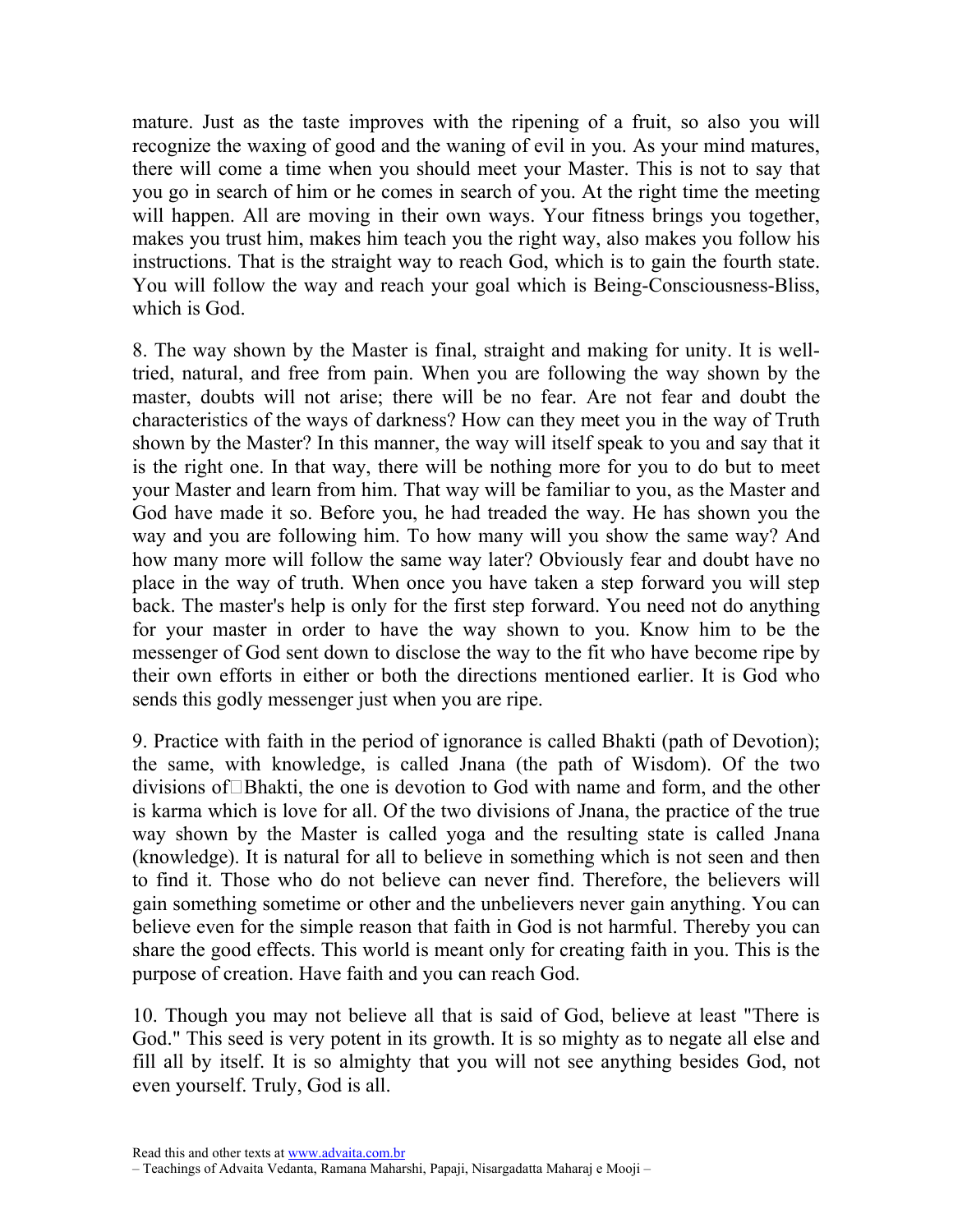mature. Just as the taste improves with the ripening of a fruit, so also you will recognize the waxing of good and the waning of evil in you. As your mind matures, there will come a time when you should meet your Master. This is not to say that you go in search of him or he comes in search of you. At the right time the meeting will happen. All are moving in their own ways. Your fitness brings you together, makes you trust him, makes him teach you the right way, also makes you follow his instructions. That is the straight way to reach God, which is to gain the fourth state. You will follow the way and reach your goal which is Being-Consciousness-Bliss, which is God.

8. The way shown by the Master is final, straight and making for unity. It is well-tried, natural, and free from pain. When you are following the way shown by the master, doubts will not arise; there will be no fear. Are not fear and doubt the characteristics of the ways of darkness? How can they meet you in the way of Truth shown by the Master? In this manner, the way will itself speak to you and say that it is the right one. In that way, there will be nothing more for you to do but to meet your Master and learn from him. That way will be familiar to you, as the Master and God have made it so. Before you, he had treaded the way. He has shown you the way and you are following him. To how many will you show the same way? And how many more will follow the same way later? Obviously fear and doubt have no place in the way of truth. When once you have taken a step forward you will step back. The master's help is only for the first step forward. You need not do anything for your master in order to have the way shown to you. Know him to be the messenger of God sent down to disclose the way to the fit who have become ripe by their own efforts in either or both the directions mentioned earlier. It is God who sends this godly messenger just when you are ripe.

9. Practice with faith in the period of ignorance is called Bhakti (path of Devotion); the same, with knowledge, is called Jnana (the path of Wisdom). Of the two divisions of Bhakti, the one is devotion to God with name and form, and the other is karma which is love for all. Of the two divisions of Jnana, the practice of the true way shown by the Master is called yoga and the resulting state is called Jnana (knowledge). It is natural for all to believe in something which is not seen and then to find it. Those who do not believe can never find. Therefore, the believers will gain something sometime or other and the unbelievers never gain anything. You can believe even for the simple reason that faith in God is not harmful. Thereby you can share the good effects. This world is meant only for creating faith in you. This is the purpose of creation. Have faith and you can reach God.

10. Though you may not believe all that is said of God, believe at least "There is God." This seed is very potent in its growth. It is so mighty as to negate all else and fill all by itself. It is so almighty that you will not see anything besides God, not even yourself. Truly, God is all.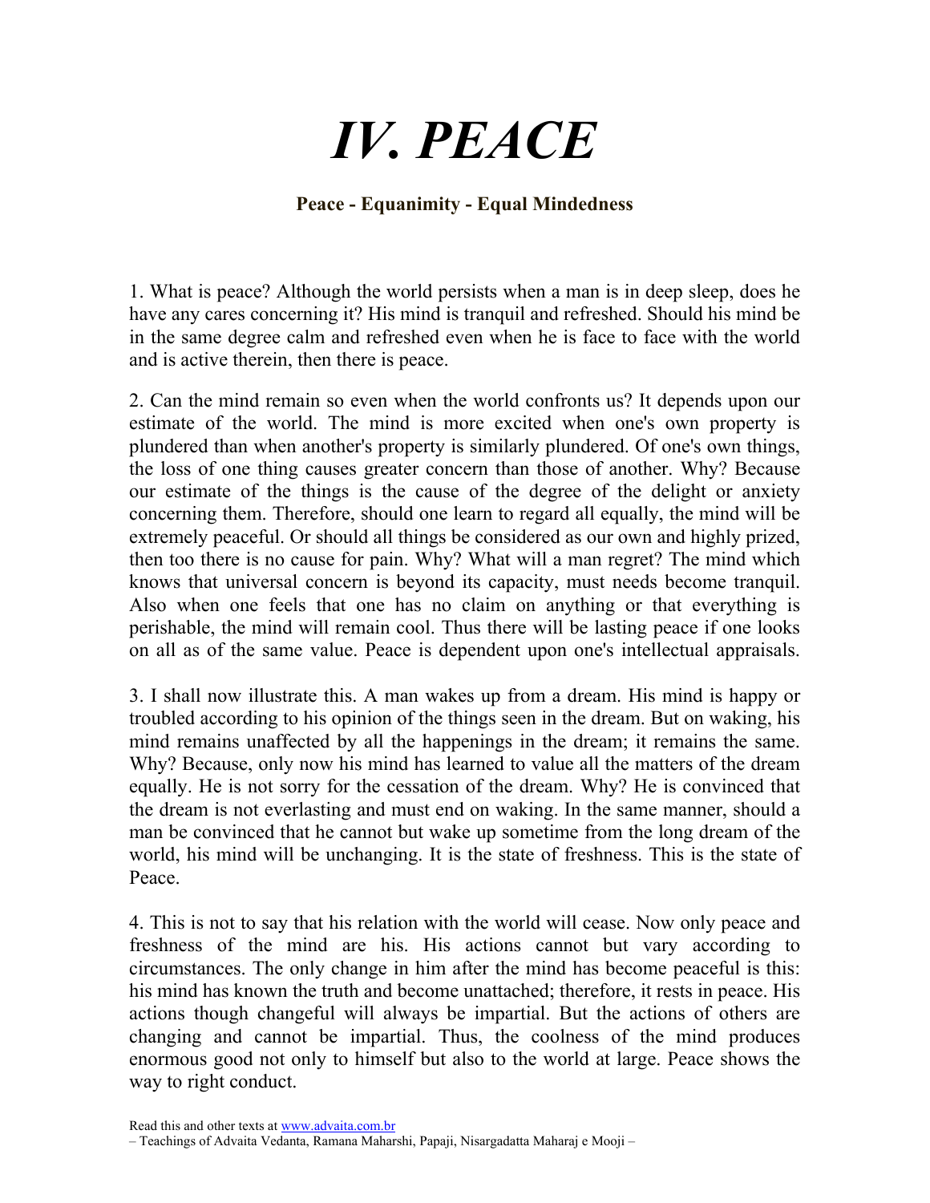# *IV. PEACE*

**Peace - Equanimity - Equal Mindedness**

1. What is peace? Although the world persists when a man is in deep sleep, does he have any cares concerning it? His mind is tranquil and refreshed. Should his mind be in the same degree calm and refreshed even when he is face to face with the world and is active therein, then there is peace.

2. Can the mind remain so even when the world confronts us? It depends upon our estimate of the world. The mind is more excited when one's own property is plundered than when another's property is similarly plundered. Of one's own things, the loss of one thing causes greater concern than those of another. Why? Because our estimate of the things is the cause of the degree of the delight or anxiety concerning them. Therefore, should one learn to regard all equally, the mind will be extremely peaceful. Or should all things be considered as our own and highly prized, then too there is no cause for pain. Why? What will a man regret? The mind which knows that universal concern is beyond its capacity, must needs become tranquil. Also when one feels that one has no claim on anything or that everything is perishable, the mind will remain cool. Thus there will be lasting peace if one looks on all as of the same value. Peace is dependent upon one's intellectual appraisals.

3. I shall now illustrate this. A man wakes up from a dream. His mind is happy or troubled according to his opinion of the things seen in the dream. But on waking, his mind remains unaffected by all the happenings in the dream; it remains the same. Why? Because, only now his mind has learned to value all the matters of the dream equally. He is not sorry for the cessation of the dream. Why? He is convinced that the dream is not everlasting and must end on waking. In the same manner, should a man be convinced that he cannot but wake up sometime from the long dream of the world, his mind will be unchanging. It is the state of freshness. This is the state of Peace.

4. This is not to say that his relation with the world will cease. Now only peace and freshness of the mind are his. His actions cannot but vary according to circumstances. The only change in him after the mind has become peaceful is this: his mind has known the truth and become unattached; therefore, it rests in peace. His actions though changeful will always be impartial. But the actions of others are changing and cannot be impartial. Thus, the coolness of the mind produces enormous good not only to himself but also to the world at large. Peace shows the way to right conduct.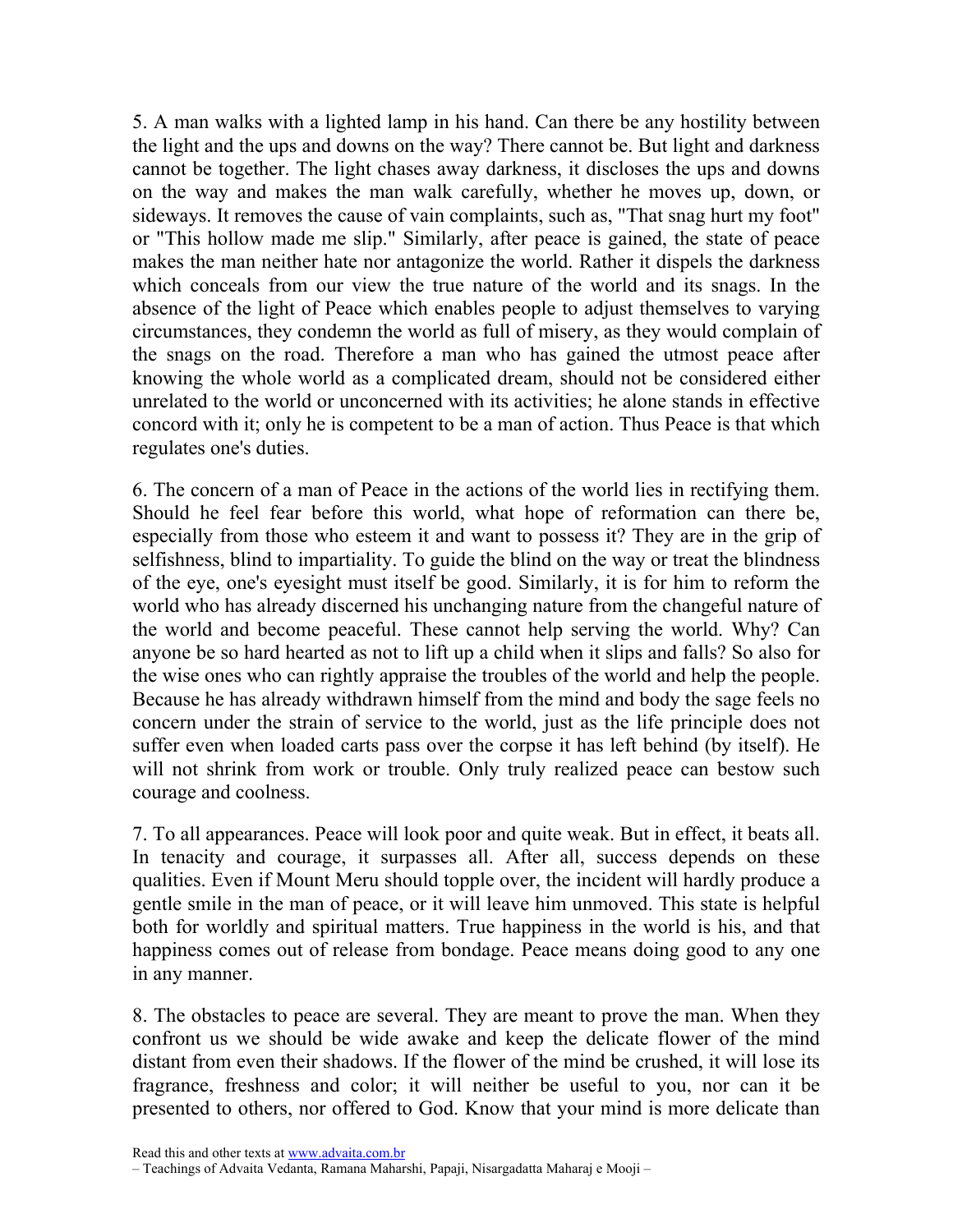5. A man walks with a lighted lamp in his hand. Can there be any hostility between the light and the ups and downs on the way? There cannot be. But light and darkness cannot be together. The light chases away darkness, it discloses the ups and downs on the way and makes the man walk carefully, whether he moves up, down, or sideways. It removes the cause of vain complaints, such as, "That snag hurt my foot" or "This hollow made me slip." Similarly, after peace is gained, the state of peace makes the man neither hate nor antagonize the world. Rather it dispels the darkness which conceals from our view the true nature of the world and its snags. In the absence of the light of Peace which enables people to adjust themselves to varying circumstances, they condemn the world as full of misery, as they would complain of the snags on the road. Therefore a man who has gained the utmost peace after knowing the whole world as a complicated dream, should not be considered either unrelated to the world or unconcerned with its activities; he alone stands in effective concord with it; only he is competent to be a man of action. Thus Peace is that which regulates one's duties.

6. The concern of a man of Peace in the actions of the world lies in rectifying them. Should he feel fear before this world, what hope of reformation can there be, especially from those who esteem it and want to possess it? They are in the grip of selfishness, blind to impartiality. To guide the blind on the way or treat the blindness of the eye, one's eyesight must itself be good. Similarly, it is for him to reform the world who has already discerned his unchanging nature from the changeful nature of the world and become peaceful. These cannot help serving the world. Why? Can anyone be so hard hearted as not to lift up a child when it slips and falls? So also for the wise ones who can rightly appraise the troubles of the world and help the people. Because he has already withdrawn himself from the mind and body the sage feels no concern under the strain of service to the world, just as the life principle does not suffer even when loaded carts pass over the corpse it has left behind (by itself). He will not shrink from work or trouble. Only truly realized peace can bestow such courage and coolness.

7. To all appearances. Peace will look poor and quite weak. But in effect, it beats all. In tenacity and courage, it surpasses all. After all, success depends on these qualities. Even if Mount Meru should topple over, the incident will hardly produce a gentle smile in the man of peace, or it will leave him unmoved. This state is helpful both for worldly and spiritual matters. True happiness in the world is his, and that happiness comes out of release from bondage. Peace means doing good to any one in any manner.

8. The obstacles to peace are several. They are meant to prove the man. When they confront us we should be wide awake and keep the delicate flower of the mind distant from even their shadows. If the flower of the mind be crushed, it will lose its fragrance, freshness and color; it will neither be useful to you, nor can it be presented to others, nor offered to God. Know that your mind is more delicate than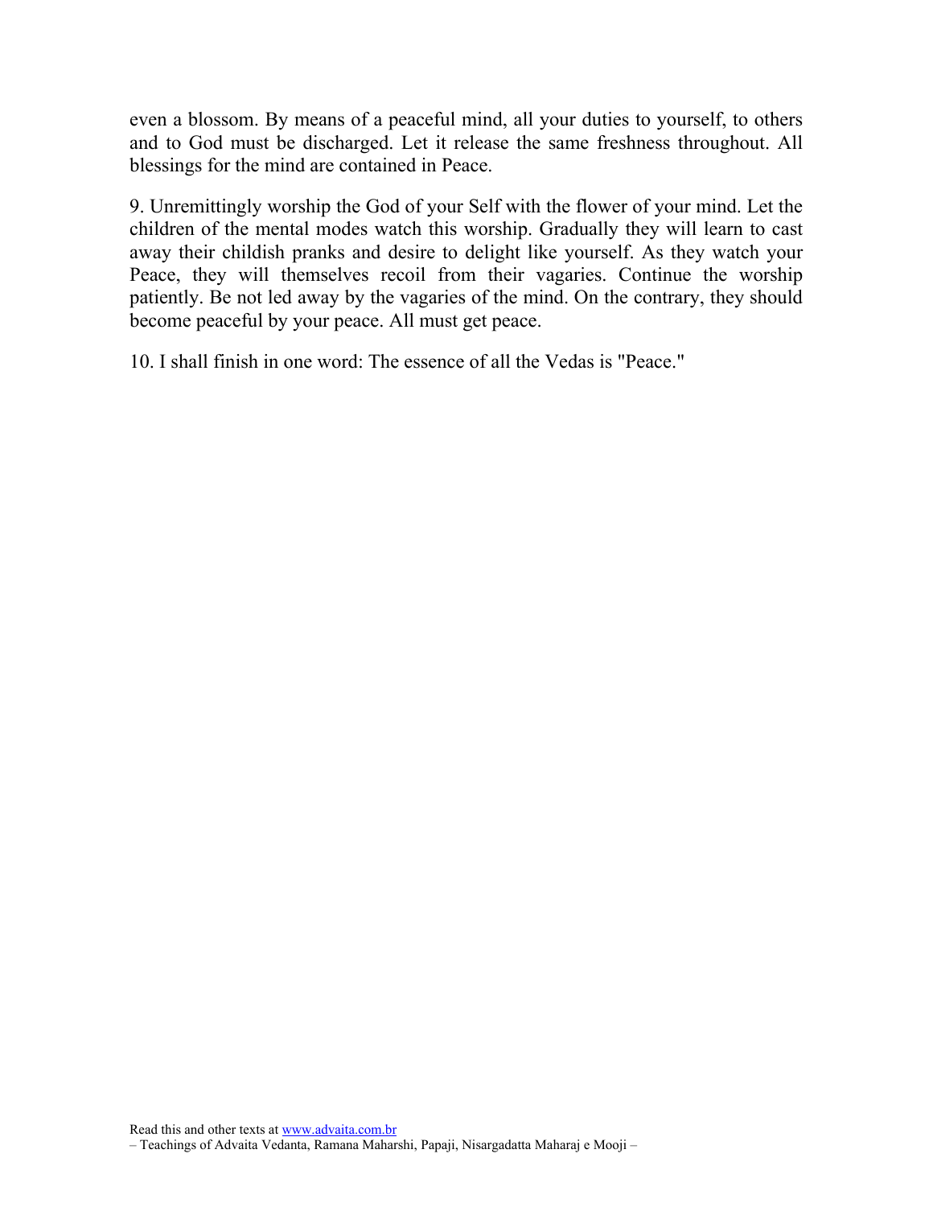even a blossom. By means of a peaceful mind, all your duties to yourself, to others and to God must be discharged. Let it release the same freshness throughout. All blessings for the mind are contained in Peace.

9. Unremittingly worship the God of your Self with the flower of your mind. Let the children of the mental modes watch this worship. Gradually they will learn to cast away their childish pranks and desire to delight like yourself. As they watch your Peace, they will themselves recoil from their vagaries. Continue the worship patiently. Be not led away by the vagaries of the mind. On the contrary, they should become peaceful by your peace. All must get peace.

10. I shall finish in one word: The essence of all the Vedas is "Peace."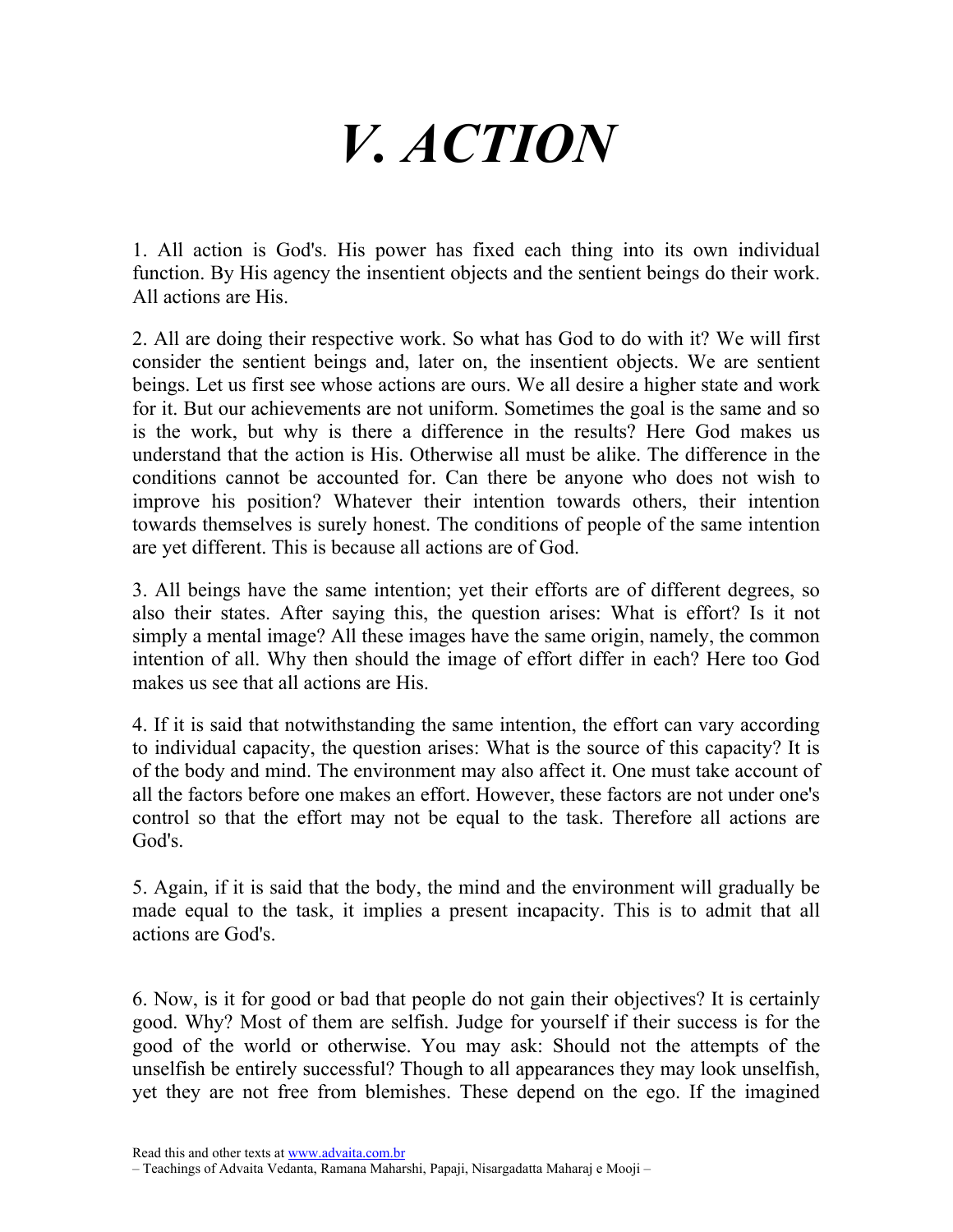# *V. ACTION*

1. All action is God's. His power has fixed each thing into its own individual function. By His agency the insentient objects and the sentient beings do their work. All actions are His.

2. All are doing their respective work. So what has God to do with it? We will first consider the sentient beings and, later on, the insentient objects. We are sentient beings. Let us first see whose actions are ours. We all desire a higher state and work for it. But our achievements are not uniform. Sometimes the goal is the same and so is the work, but why is there a difference in the results? Here God makes us understand that the action is His. Otherwise all must be alike. The difference in the conditions cannot be accounted for. Can there be anyone who does not wish to improve his position? Whatever their intention towards others, their intention towards themselves is surely honest. The conditions of people of the same intention are yet different. This is because all actions are of God.

3. All beings have the same intention; yet their efforts are of different degrees, so also their states. After saying this, the question arises: What is effort? Is it not simply a mental image? All these images have the same origin, namely, the common intention of all. Why then should the image of effort differ in each? Here too God makes us see that all actions are His.

4. If it is said that notwithstanding the same intention, the effort can vary according to individual capacity, the question arises: What is the source of this capacity? It is of the body and mind. The environment may also affect it. One must take account of all the factors before one makes an effort. However, these factors are not under one's control so that the effort may not be equal to the task. Therefore all actions are God's.

5. Again, if it is said that the body, the mind and the environment will gradually be made equal to the task, it implies a present incapacity. This is to admit that all actions are God's.

6. Now, is it for good or bad that people do not gain their objectives? It is certainly good. Why? Most of them are selfish. Judge for yourself if their success is for the good of the world or otherwise. You may ask: Should not the attempts of the unselfish be entirely successful? Though to all appearances they may look unselfish, yet they are not free from blemishes. These depend on the ego. If the imagined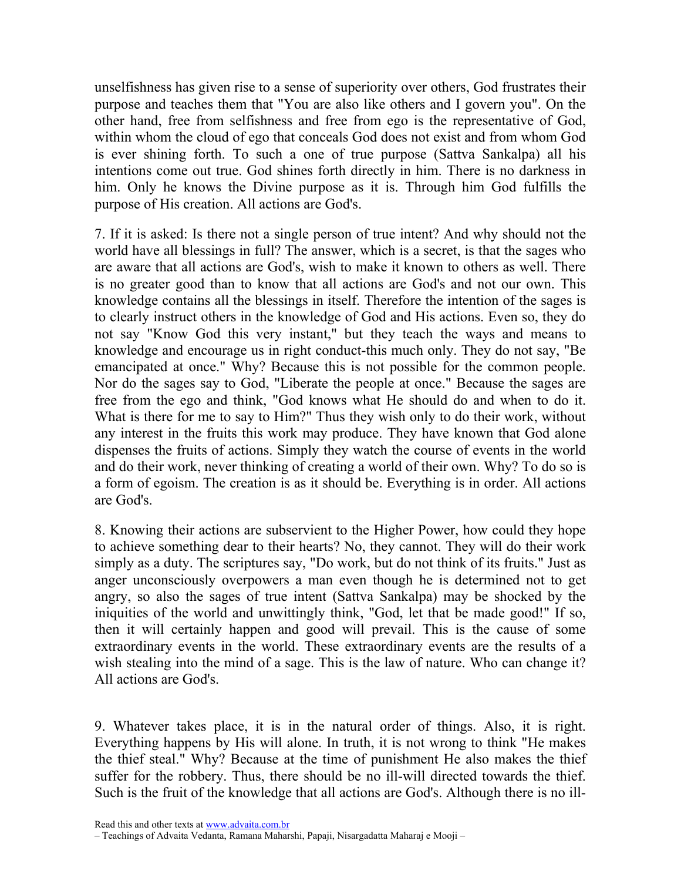unselfishness has given rise to a sense of superiority over others, God frustrates their purpose and teaches them that "You are also like others and I govern you". On the other hand, free from selfishness and free from ego is the representative of God, within whom the cloud of ego that conceals God does not exist and from whom God is ever shining forth. To such a one of true purpose (Sattva Sankalpa) all his intentions come out true. God shines forth directly in him. There is no darkness in him. Only he knows the Divine purpose as it is. Through him God fulfills the purpose of His creation. All actions are God's.

7. If it is asked: Is there not a single person of true intent? And why should not the world have all blessings in full? The answer, which is a secret, is that the sages who are aware that all actions are God's, wish to make it known to others as well. There is no greater good than to know that all actions are God's and not our own. This knowledge contains all the blessings in itself. Therefore the intention of the sages is to clearly instruct others in the knowledge of God and His actions. Even so, they do not say "Know God this very instant," but they teach the ways and means to knowledge and encourage us in right conduct-this much only. They do not say, "Be emancipated at once." Why? Because this is not possible for the common people. Nor do the sages say to God, "Liberate the people at once." Because the sages are free from the ego and think, "God knows what He should do and when to do it. What is there for me to say to Him?" Thus they wish only to do their work, without any interest in the fruits this work may produce. They have known that God alone dispenses the fruits of actions. Simply they watch the course of events in the world and do their work, never thinking of creating a world of their own. Why? To do so is a form of egoism. The creation is as it should be. Everything is in order. All actions are God's.

8. Knowing their actions are subservient to the Higher Power, how could they hope to achieve something dear to their hearts? No, they cannot. They will do their work simply as a duty. The scriptures say, "Do work, but do not think of its fruits." Just as anger unconsciously overpowers a man even though he is determined not to get angry, so also the sages of true intent (Sattva Sankalpa) may be shocked by the iniquities of the world and unwittingly think, "God, let that be made good!" If so, then it will certainly happen and good will prevail. This is the cause of some extraordinary events in the world. These extraordinary events are the results of a wish stealing into the mind of a sage. This is the law of nature. Who can change it? All actions are God's.

9. Whatever takes place, it is in the natural order of things. Also, it is right. Everything happens by His will alone. In truth, it is not wrong to think "He makes the thief steal." Why? Because at the time of punishment He also makes the thief suffer for the robbery. Thus, there should be no ill-will directed towards the thief. Such is the fruit of the knowledge that all actions are God's. Although there is no ill-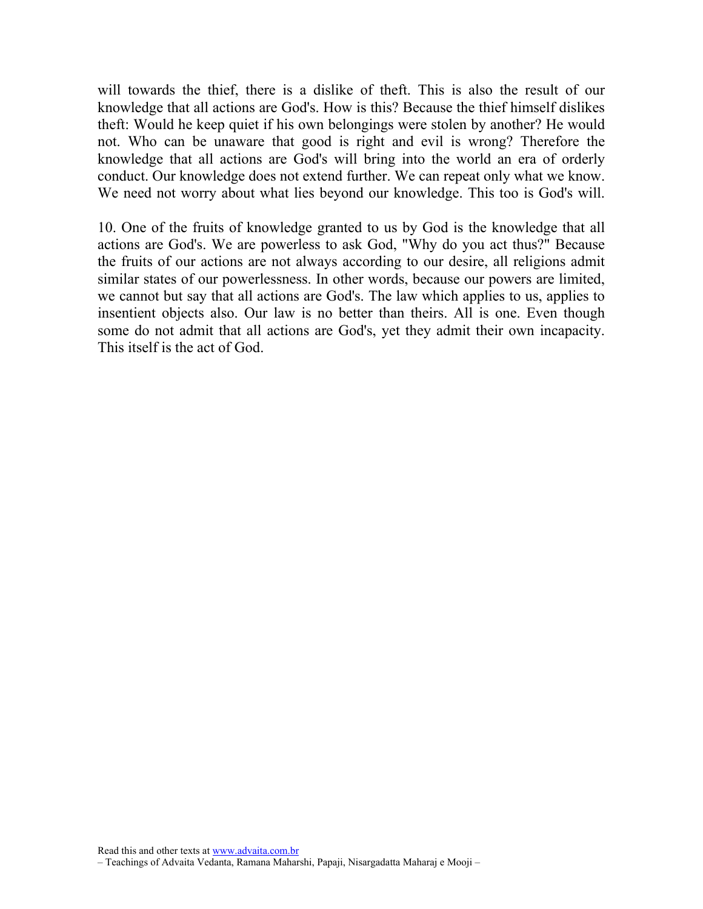will towards the thief, there is a dislike of theft. This is also the result of our knowledge that all actions are God's. How is this? Because the thief himself dislikes theft: Would he keep quiet if his own belongings were stolen by another? He would not. Who can be unaware that good is right and evil is wrong? Therefore the knowledge that all actions are God's will bring into the world an era of orderly conduct. Our knowledge does not extend further. We can repeat only what we know. We need not worry about what lies beyond our knowledge. This too is God's will.

10. One of the fruits of knowledge granted to us by God is the knowledge that all actions are God's. We are powerless to ask God, "Why do you act thus?" Because the fruits of our actions are not always according to our desire, all religions admit similar states of our powerlessness. In other words, because our powers are limited, we cannot but say that all actions are God's. The law which applies to us, applies to insentient objects also. Our law is no better than theirs. All is one. Even though some do not admit that all actions are God's, yet they admit their own incapacity. This itself is the act of God.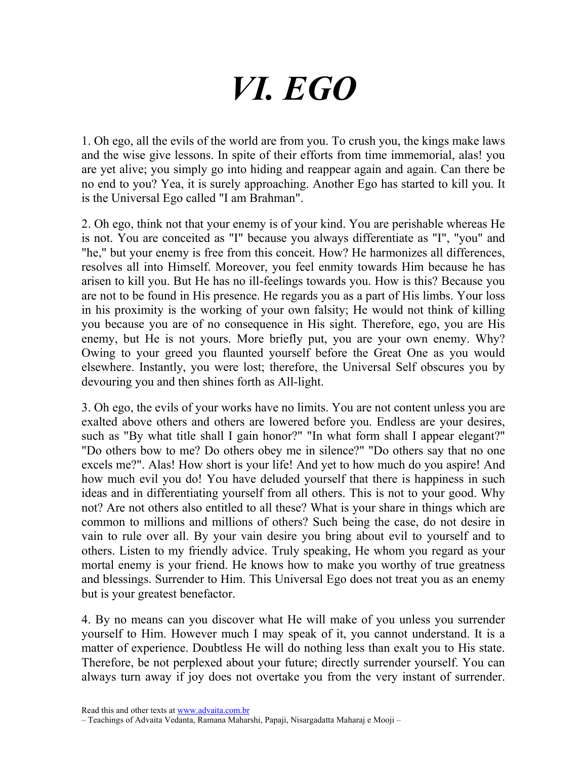# *VI. EGO*

1. Oh ego, all the evils of the world are from you. To crush you, the kings make laws and the wise give lessons. In spite of their efforts from time immemorial, alas! you are yet alive; you simply go into hiding and reappear again and again. Can there be no end to you? Yea, it is surely approaching. Another Ego has started to kill you. It is the Universal Ego called "I am Brahman".

2. Oh ego, think not that your enemy is of your kind. You are perishable whereas He is not. You are conceited as "I" because you always differentiate as "I", "you" and "he," but your enemy is free from this conceit. How? He harmonizes all differences, resolves all into Himself. Moreover, you feel enmity towards Him because he has arisen to kill you. But He has no ill-feelings towards you. How is this? Because you are not to be found in His presence. He regards you as a part of His limbs. Your loss in his proximity is the working of your own falsity; He would not think of killing you because you are of no consequence in His sight. Therefore, ego, you are His enemy, but He is not yours. More briefly put, you are your own enemy. Why? Owing to your greed you flaunted yourself before the Great One as you would elsewhere. Instantly, you were lost; therefore, the Universal Self obscures you by devouring you and then shines forth as All-light.

3. Oh ego, the evils of your works have no limits. You are not content unless you are exalted above others and others are lowered before you. Endless are your desires, such as "By what title shall I gain honor?" "In what form shall I appear elegant?" "Do others bow to me? Do others obey me in silence?" "Do others say that no one excels me?". Alas! How short is your life! And yet to how much do you aspire! And how much evil you do! You have deluded yourself that there is happiness in such ideas and in differentiating yourself from all others. This is not to your good. Why not? Are not others also entitled to all these? What is your share in things which are common to millions and millions of others? Such being the case, do not desire in vain to rule over all. By your vain desire you bring about evil to yourself and to others. Listen to my friendly advice. Truly speaking, He whom you regard as your mortal enemy is your friend. He knows how to make you worthy of true greatness and blessings. Surrender to Him. This Universal Ego does not treat you as an enemy but is your greatest benefactor.

4. By no means can you discover what He will make of you unless you surrender yourself to Him. However much I may speak of it, you cannot understand. It is a matter of experience. Doubtless He will do nothing less than exalt you to His state. Therefore, be not perplexed about your future; directly surrender yourself. You can always turn away if joy does not overtake you from the very instant of surrender.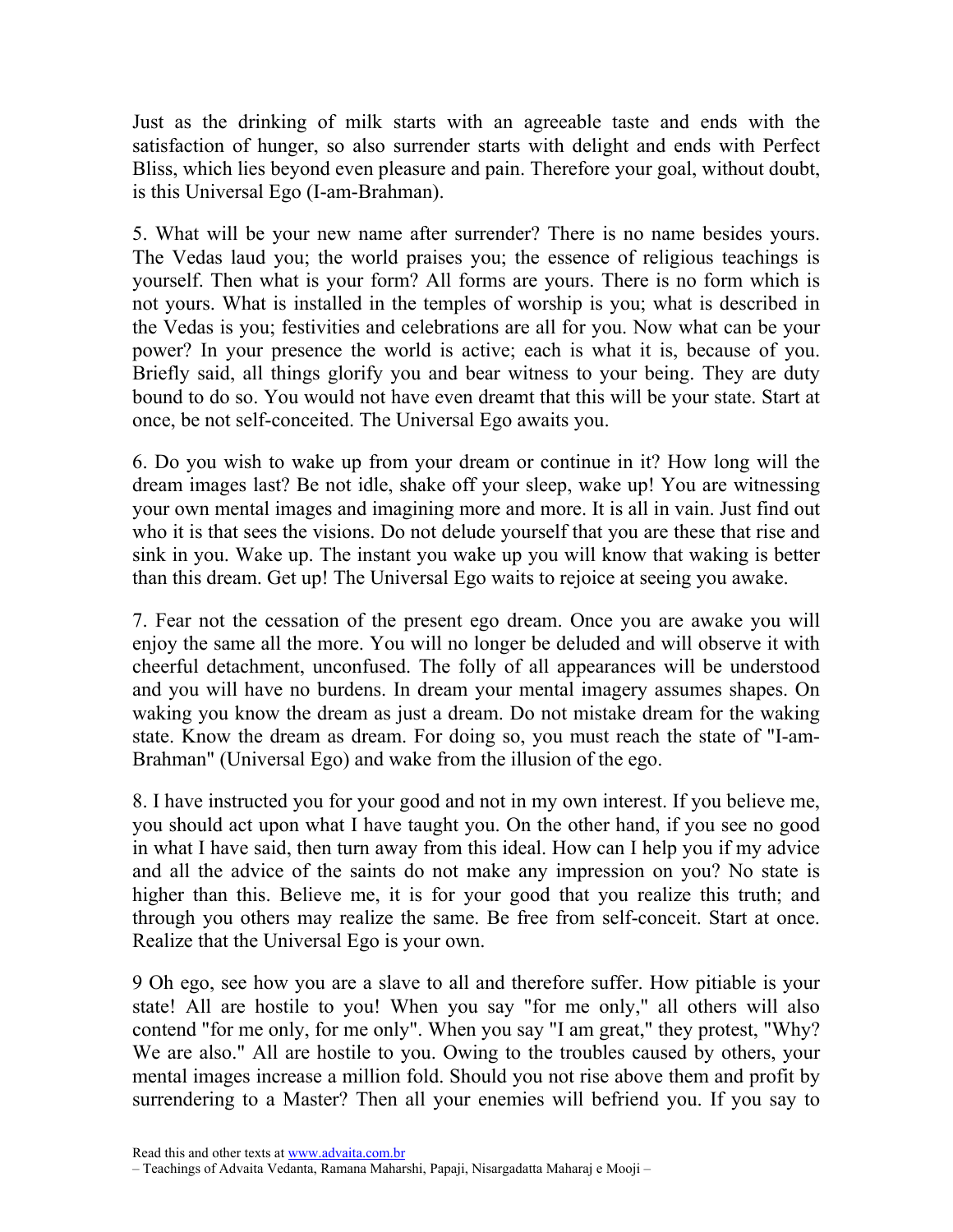Just as the drinking of milk starts with an agreeable taste and ends with the satisfaction of hunger, so also surrender starts with delight and ends with Perfect Bliss, which lies beyond even pleasure and pain. Therefore your goal, without doubt, is this Universal Ego (I-am-Brahman).

5. What will be your new name after surrender? There is no name besides yours. The Vedas laud you; the world praises you; the essence of religious teachings is yourself. Then what is your form? All forms are yours. There is no form which is not yours. What is installed in the temples of worship is you; what is described in the Vedas is you; festivities and celebrations are all for you. Now what can be your power? In your presence the world is active; each is what it is, because of you. Briefly said, all things glorify you and bear witness to your being. They are duty bound to do so. You would not have even dreamt that this will be your state. Start at once, be not self-conceited. The Universal Ego awaits you.

6. Do you wish to wake up from your dream or continue in it? How long will the dream images last? Be not idle, shake off your sleep, wake up! You are witnessing your own mental images and imagining more and more. It is all in vain. Just find out who it is that sees the visions. Do not delude yourself that you are these that rise and sink in you. Wake up. The instant you wake up you will know that waking is better than this dream. Get up! The Universal Ego waits to rejoice at seeing you awake.

7. Fear not the cessation of the present ego dream. Once you are awake you will enjoy the same all the more. You will no longer be deluded and will observe it with cheerful detachment, unconfused. The folly of all appearances will be understood and you will have no burdens. In dream your mental imagery assumes shapes. On waking you know the dream as just a dream. Do not mistake dream for the waking state. Know the dream as dream. For doing so, you must reach the state of "I-am-Brahman" (Universal Ego) and wake from the illusion of the ego.

8. I have instructed you for your good and not in my own interest. If you believe me, you should act upon what I have taught you. On the other hand, if you see no good in what I have said, then turn away from this ideal. How can I help you if my advice and all the advice of the saints do not make any impression on you? No state is higher than this. Believe me, it is for your good that you realize this truth; and through you others may realize the same. Be free from self-conceit. Start at once. Realize that the Universal Ego is your own.

9 Oh ego, see how you are a slave to all and therefore suffer. How pitiable is your state! All are hostile to you! When you say "for me only," all others will also contend "for me only, for me only". When you say "I am great," they protest, "Why? We are also." All are hostile to you. Owing to the troubles caused by others, your mental images increase a million fold. Should you not rise above them and profit by surrendering to a Master? Then all your enemies will befriend you. If you say to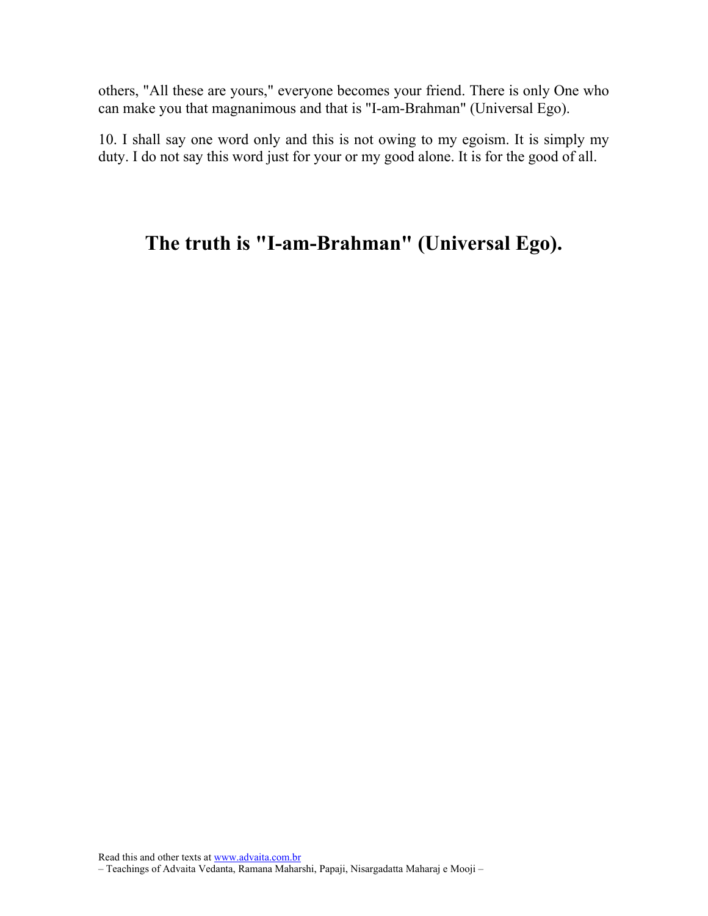others, "All these are yours," everyone becomes your friend. There is only One who can make you that magnanimous and that is "I-am-Brahman" (Universal Ego).

10. I shall say one word only and this is not owing to my egoism. It is simply my duty. I do not say this word just for your or my good alone. It is for the good of all.

## The truth is "I-am-Brahman" (Universal Ego).